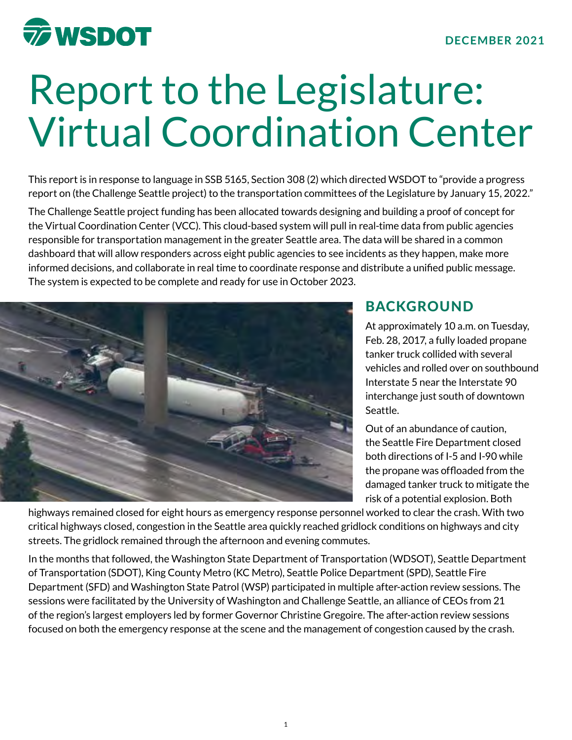DECEMBER 2021

# Report to the Legislature: Virtual Coordination Center

This report is in response to language in SSB 5165, Section 308 (2) which directed WSDOT to "provide a progress report on (the Challenge Seattle project) to the transportation committees of the Legislature by January 15, 2022."

The Challenge Seattle project funding has been allocated towards designing and building a proof of concept for the Virtual Coordination Center (VCC). This cloud-based system will pull in real-time data from public agencies responsible for transportation management in the greater Seattle area. The data will be shared in a common dashboard that will allow responders across eight public agencies to see incidents as they happen, make more informed decisions, and collaborate in real time to coordinate response and distribute a unified public message. The system is expected to be complete and ready for use in October 2023.

## BACKGROUND

At approximately 10 a.m. on Tuesday, Feb. 28, 2017, a fully loaded propane tanker truck collided with several vehicles and rolled over on southbound Interstate 5 near the Interstate 90 interchange just south of downtown Seattle.

Out of an abundance of caution, the Seattle Fire Department closed both directions of I-5 and I-90 while the propane was offloaded from the damaged tanker truck to mitigate the risk of a potential explosion. Both highways remained closed for eight hours as emergency response personnel worked to clear the crash. With two critical highways closed, congestion in the Seattle area quickly reached gridlock conditions on highways and city streets. The gridlock remained through the afternoon and evening commutes.

In the months that followed, the Washington State Department of Transportation (WDSOT), Seattle Department of Transportation (SDOT), King County Metro (KC Metro), Seattle Police Department (SPD), Seattle Fire Department (SFD) and Washington State Patrol (WSP) participated in multiple after-action review sessions. The sessions were facilitated by the University of Washington and Challenge Seattle, an alliance of CEOs from 21 of the region's largest employers led by former Governor Christine Gregoire. The after-action review sessions focused on both the emergency response at the scene and the management of congestion caused by the crash.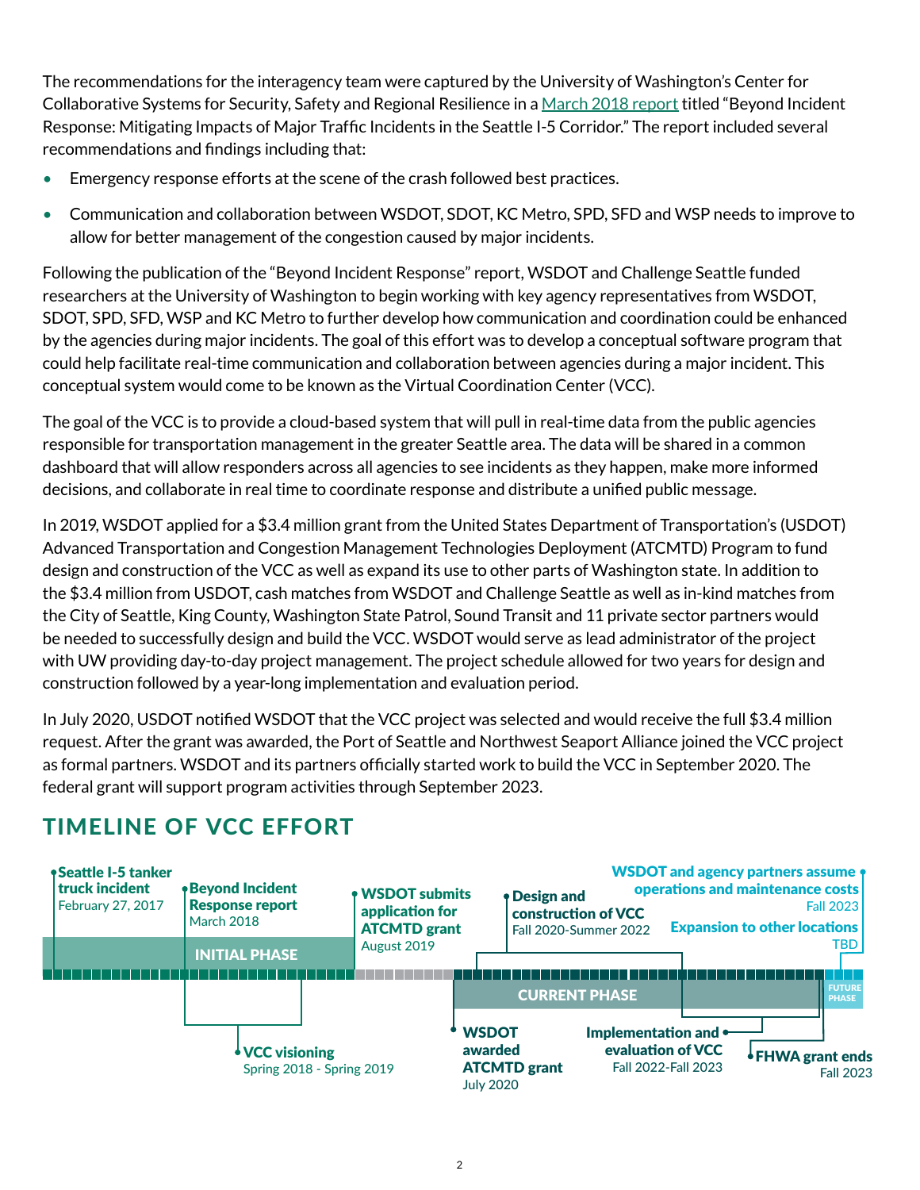The recommendations for the interagency team were captured by the University of Washington's Center for Collaborative Systems for Security, Safety and Regional Resilience in a March 2018 report titled "Beyond Incident Response: Mitigating Impacts of Major Traffic Incidents in the Seattle I-5 Corridor." The report included several recommendations and findings including that:

- Emergency response efforts at the scene of the crash followed best practices.
- Communication and collaboration between WSDOT, SDOT, KC Metro, SPD, SFD and WSP needs to improve to allow for better management of the congestion caused by major incidents.

Following the publication of the "Beyond Incident Response" report, WSDOT and Challenge Seattle funded researchers at the University of Washington to begin working with key agency representatives from WSDOT, SDOT, SPD, SFD, WSP and KC Metro to further develop how communication and coordination could be enhanced by the agencies during major incidents. The goal of this effort was to develop a conceptual software program that could help facilitate real-time communication and collaboration between agencies during a major incident. This conceptual system would come to be known as the Virtual Coordination Center (VCC).

The goal of the VCC is to provide a cloud-based system that will pull in real-time data from the public agencies responsible for transportation management in the greater Seattle area. The data will be shared in a common dashboard that will allow responders across all agencies to see incidents as they happen, make more informed decisions, and collaborate in real time to coordinate response and distribute a unified public message.

In 2019, WSDOT applied for a $3.4 million grant from the United States Department of Transportation's (USDOT) Advanced Transportation and Congestion Management Technologies Deployment (ATCMTD) Program to fund design and construction of the VCC as well as expand its use to other parts of Washington state. In addition to the $3.4 million from USDOT, cash matches from WSDOT and Challenge Seattle as well as in-kind matches from the City of Seattle, King County, Washington State Patrol, Sound Transit and 11 private sector partners would be needed to successfully design and build the VCC. WSDOT would serve as lead administrator of the project with UW providing day-to-day project management. The project schedule allowed for two years for design and construction followed by a year-long implementation and evaluation period.

In July 2020, USDOT notified WSDOT that the VCC project was selected and would receive the full $3.4 million request. After the grant was awarded, the Port of Seattle and Northwest Seaport Alliance joined the VCC project as formal partners. WSDOT and its partners officially started work to build the VCC in September 2020. The federal grant will support program activities through September 2023.

## TIMELINE OF VCC EFFORT

**Seattle I-5 tanker truck incident**
February 27, 2017

**Beyond Incident Response report**
March 2018

**VCC visioning**
Spring 2018 - Spring 2019

**WSDOT submits application for ATCMTD grant**
August 2019

**WSDOT awarded ATCMTD grant**
July 2020

**Design and construction of VCC**
Fall 2020-Summer 2022

**Implementation and evaluation of VCC**
Fall 2022-Fall 2023

**FHWA grant ends**
Fall 2023

**WSDOT and agency partners assume operations and maintenance costs**
Fall 2023

**Expansion to other locations**
TBD

INITIAL PHASE

CURRENT PHASE

FUTURE PHASE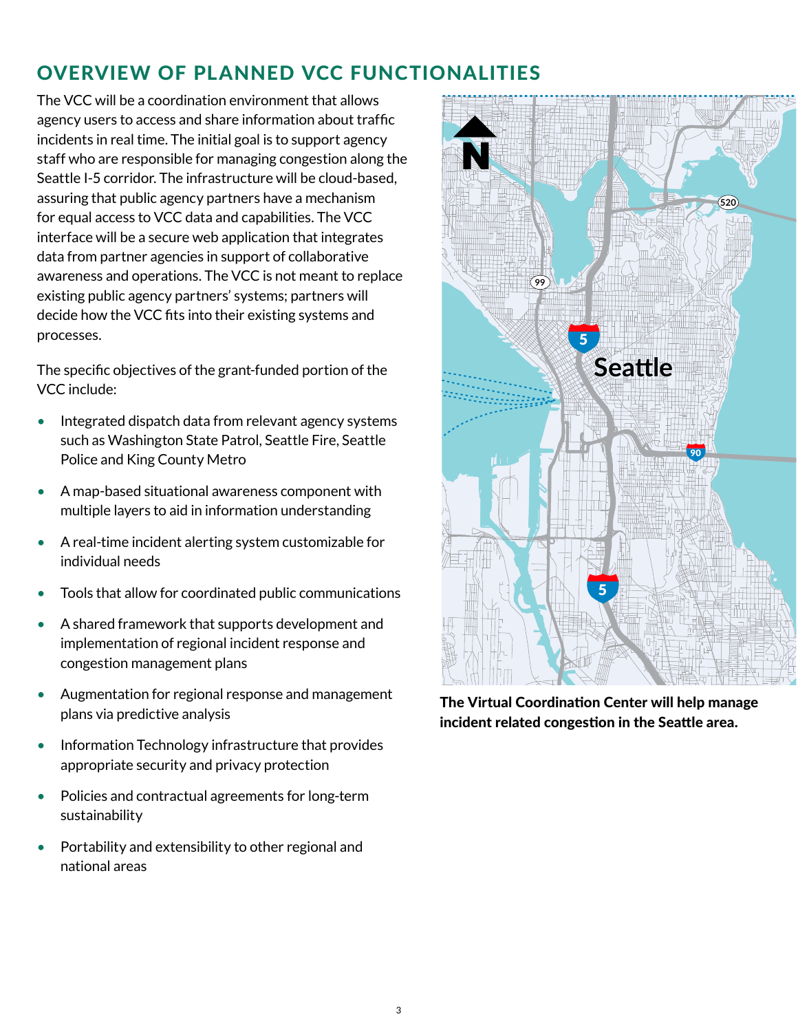## OVERVIEW OF PLANNED VCC FUNCTIONALITIES

The VCC will be a coordination environment that allows agency users to access and share information about traffic incidents in real time. The initial goal is to support agency staff who are responsible for managing congestion along the Seattle I-5 corridor. The infrastructure will be cloud-based, assuring that public agency partners have a mechanism for equal access to VCC data and capabilities. The VCC interface will be a secure web application that integrates data from partner agencies in support of collaborative awareness and operations. The VCC is not meant to replace existing public agency partners' systems; partners will decide how the VCC fits into their existing systems and processes.

The specific objectives of the grant-funded portion of the VCC include:

- Integrated dispatch data from relevant agency systems such as Washington State Patrol, Seattle Fire, Seattle Police and King County Metro
- A map-based situational awareness component with multiple layers to aid in information understanding
- A real-time incident alerting system customizable for individual needs
- Tools that allow for coordinated public communications
- A shared framework that supports development and implementation of regional incident response and congestion management plans
- Augmentation for regional response and management plans via predictive analysis
- Information Technology infrastructure that provides appropriate security and privacy protection
- Policies and contractual agreements for long-term sustainability
- Portability and extensibility to other regional and national areas

N

520

99

5

Seattle

90

5

**The Virtual Coordination Center will help manage incident related congestion in the Seattle area.**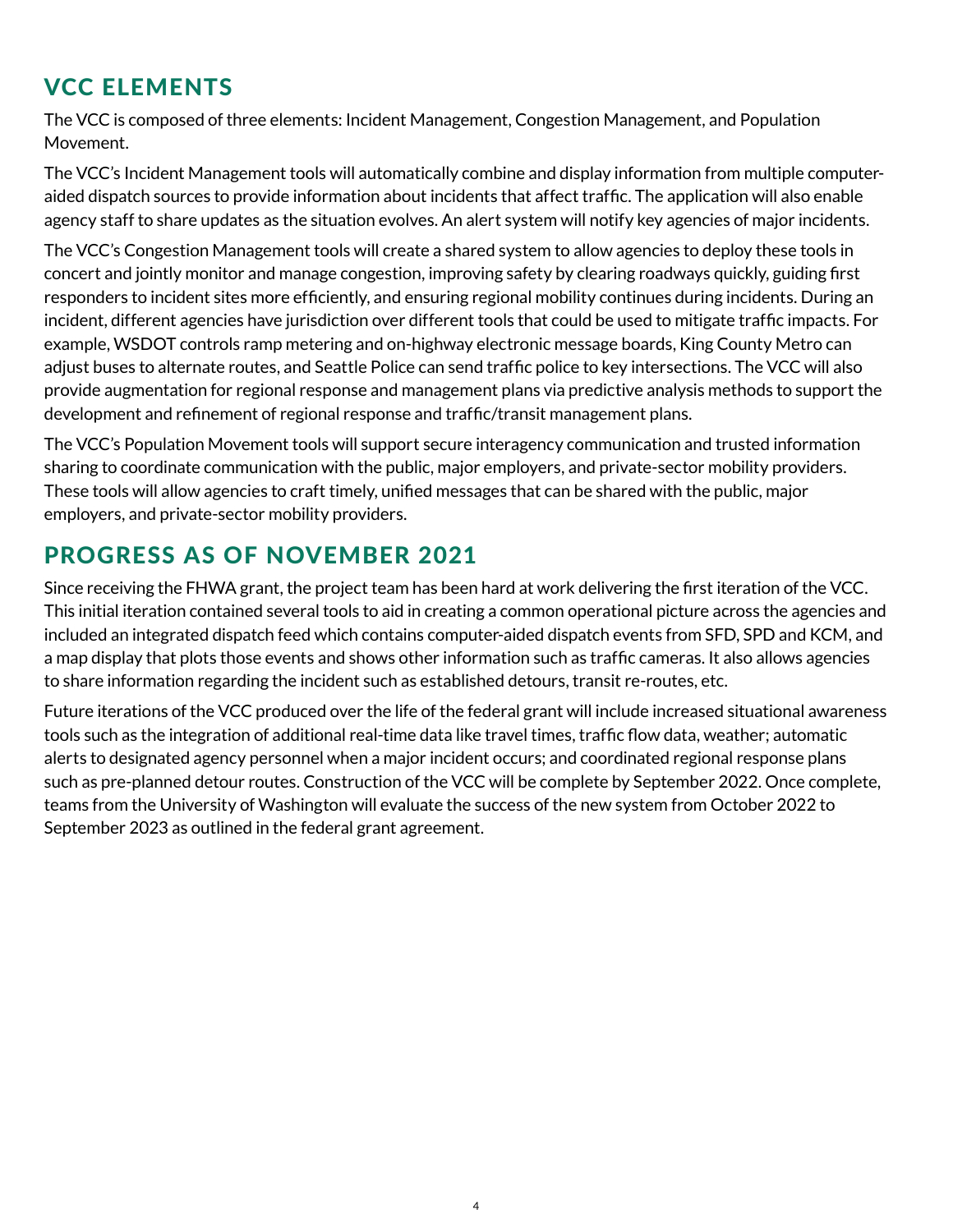## VCC ELEMENTS

The VCC is composed of three elements: Incident Management, Congestion Management, and Population Movement.

The VCC's Incident Management tools will automatically combine and display information from multiple computer-aided dispatch sources to provide information about incidents that affect traffic. The application will also enable agency staff to share updates as the situation evolves. An alert system will notify key agencies of major incidents.

The VCC's Congestion Management tools will create a shared system to allow agencies to deploy these tools in concert and jointly monitor and manage congestion, improving safety by clearing roadways quickly, guiding first responders to incident sites more efficiently, and ensuring regional mobility continues during incidents. During an incident, different agencies have jurisdiction over different tools that could be used to mitigate traffic impacts. For example, WSDOT controls ramp metering and on-highway electronic message boards, King County Metro can adjust buses to alternate routes, and Seattle Police can send traffic police to key intersections. The VCC will also provide augmentation for regional response and management plans via predictive analysis methods to support the development and refinement of regional response and traffic/transit management plans.

The VCC's Population Movement tools will support secure interagency communication and trusted information sharing to coordinate communication with the public, major employers, and private-sector mobility providers. These tools will allow agencies to craft timely, unified messages that can be shared with the public, major employers, and private-sector mobility providers.

## PROGRESS AS OF NOVEMBER 2021

Since receiving the FHWA grant, the project team has been hard at work delivering the first iteration of the VCC. This initial iteration contained several tools to aid in creating a common operational picture across the agencies and included an integrated dispatch feed which contains computer-aided dispatch events from SFD, SPD and KCM, and a map display that plots those events and shows other information such as traffic cameras. It also allows agencies to share information regarding the incident such as established detours, transit re-routes, etc.

Future iterations of the VCC produced over the life of the federal grant will include increased situational awareness tools such as the integration of additional real-time data like travel times, traffic flow data, weather; automatic alerts to designated agency personnel when a major incident occurs; and coordinated regional response plans such as pre-planned detour routes. Construction of the VCC will be complete by September 2022. Once complete, teams from the University of Washington will evaluate the success of the new system from October 2022 to September 2023 as outlined in the federal grant agreement.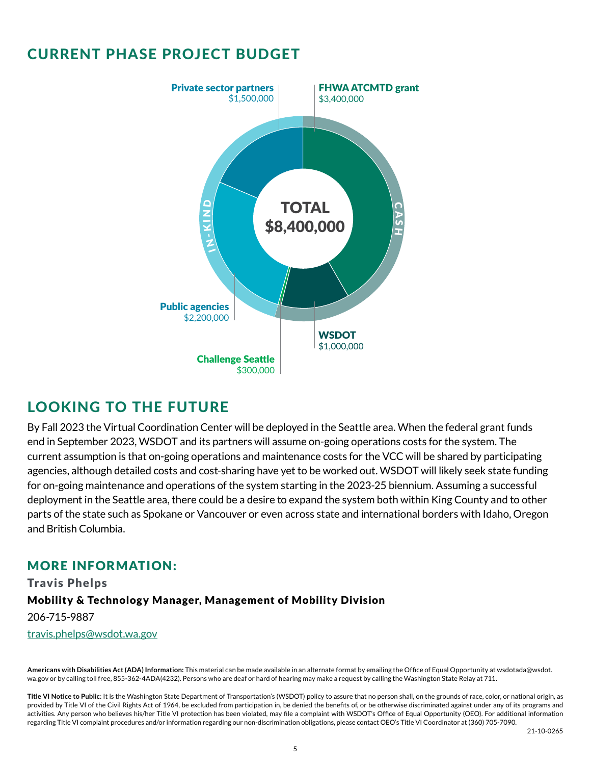## CURRENT PHASE PROJECT BUDGET

Private sector partners
$1,500,000

FHWA ATCMTD grant
$3,400,000

TOTAL
$8,400,000

IN-KIND

CASH

Public agencies
$2,200,000

WSDOT
$1,000,000

Challenge Seattle
$300,000

## LOOKING TO THE FUTURE

By Fall 2023 the Virtual Coordination Center will be deployed in the Seattle area. When the federal grant funds end in September 2023, WSDOT and its partners will assume on-going operations costs for the system. The current assumption is that on-going operations and maintenance costs for the VCC will be shared by participating agencies, although detailed costs and cost-sharing have yet to be worked out. WSDOT will likely seek state funding for on-going maintenance and operations of the system starting in the 2023-25 biennium. Assuming a successful deployment in the Seattle area, there could be a desire to expand the system both within King County and to other parts of the state such as Spokane or Vancouver or even across state and international borders with Idaho, Oregon and British Columbia.

## MORE INFORMATION:

**Travis Phelps**

**Mobility & Technology Manager, Management of Mobility Division**

206-715-9887

travis.phelps@wsdot.wa.gov

**Americans with Disabilities Act (ADA) Information:** This material can be made available in an alternate format by emailing the Office of Equal Opportunity at wsdotada@wsdot.wa.gov or by calling toll free, 855-362-4ADA(4232). Persons who are deaf or hard of hearing may make a request by calling the Washington State Relay at 711.

**Title VI Notice to Public**: It is the Washington State Department of Transportation's (WSDOT) policy to assure that no person shall, on the grounds of race, color, or national origin, as provided by Title VI of the Civil Rights Act of 1964, be excluded from participation in, be denied the benefits of, or be otherwise discriminated against under any of its programs and activities. Any person who believes his/her Title VI protection has been violated, may file a complaint with WSDOT's Office of Equal Opportunity (OEO). For additional information regarding Title VI complaint procedures and/or information regarding our non-discrimination obligations, please contact OEO's Title VI Coordinator at (360) 705-7090.

21-10-0265